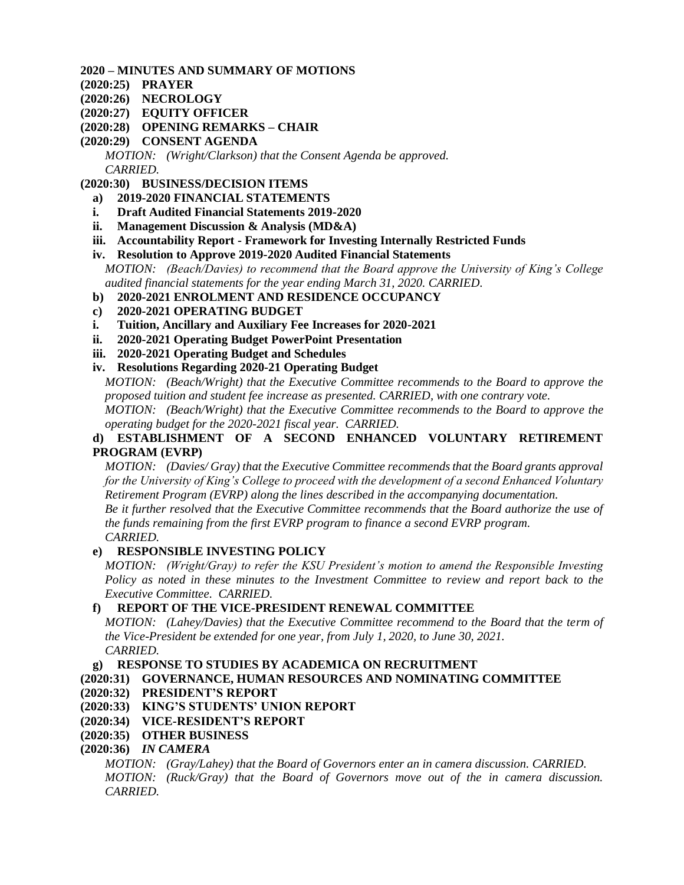**2020 – MINUTES AND SUMMARY OF MOTIONS**

**(2020:25) PRAYER**

**(2020:26) NECROLOGY**

**(2020:27) EQUITY OFFICER**

**(2020:28) OPENING REMARKS – CHAIR**

**(2020:29) CONSENT AGENDA**

*MOTION: (Wright/Clarkson) that the Consent Agenda be approved. CARRIED.*

**(2020:30) BUSINESS/DECISION ITEMS**

**a) 2019-2020 FINANCIAL STATEMENTS**

**i. Draft Audited Financial Statements 2019-2020**

**ii. Management Discussion & Analysis (MD&A)**

**iii. Accountability Report - Framework for Investing Internally Restricted Funds**

**iv. Resolution to Approve 2019-2020 Audited Financial Statements**

*MOTION: (Beach/Davies) to recommend that the Board approve the University of King's College audited financial statements for the year ending March 31, 2020. CARRIED.*

**b) 2020-2021 ENROLMENT AND RESIDENCE OCCUPANCY**

**c) 2020-2021 OPERATING BUDGET**

**i. Tuition, Ancillary and Auxiliary Fee Increases for 2020-2021**

**ii. 2020-2021 Operating Budget PowerPoint Presentation**

**iii. 2020-2021 Operating Budget and Schedules**

**iv. Resolutions Regarding 2020-21 Operating Budget**

*MOTION: (Beach/Wright) that the Executive Committee recommends to the Board to approve the proposed tuition and student fee increase as presented. CARRIED, with one contrary vote.*

*MOTION: (Beach/Wright) that the Executive Committee recommends to the Board to approve the operating budget for the 2020-2021 fiscal year. CARRIED.*

**d) ESTABLISHMENT OF A SECOND ENHANCED VOLUNTARY RETIREMENT PROGRAM (EVRP)**

*MOTION: (Davies/ Gray) that the Executive Committee recommends that the Board grants approval for the University of King's College to proceed with the development of a second Enhanced Voluntary Retirement Program (EVRP) along the lines described in the accompanying documentation.*

*Be it further resolved that the Executive Committee recommends that the Board authorize the use of the funds remaining from the first EVRP program to finance a second EVRP program. CARRIED.*

**e) RESPONSIBLE INVESTING POLICY**

*MOTION: (Wright/Gray) to refer the KSU President's motion to amend the Responsible Investing Policy as noted in these minutes to the Investment Committee to review and report back to the Executive Committee. CARRIED.*

**f) REPORT OF THE VICE-PRESIDENT RENEWAL COMMITTEE**

*MOTION: (Lahey/Davies) that the Executive Committee recommend to the Board that the term of the Vice-President be extended for one year, from July 1, 2020, to June 30, 2021. CARRIED.*

**g) RESPONSE TO STUDIES BY ACADEMICA ON RECRUITMENT**

**(2020:31) GOVERNANCE, HUMAN RESOURCES AND NOMINATING COMMITTEE**

**(2020:32) PRESIDENT'S REPORT**

**(2020:33) KING'S STUDENTS' UNION REPORT**

**(2020:34) VICE-RESIDENT'S REPORT**

**(2020:35) OTHER BUSINESS**

**(2020:36) *IN CAMERA***

*MOTION: (Gray/Lahey) that the Board of Governors enter an in camera discussion. CARRIED.*

*MOTION: (Ruck/Gray) that the Board of Governors move out of the in camera discussion. CARRIED.*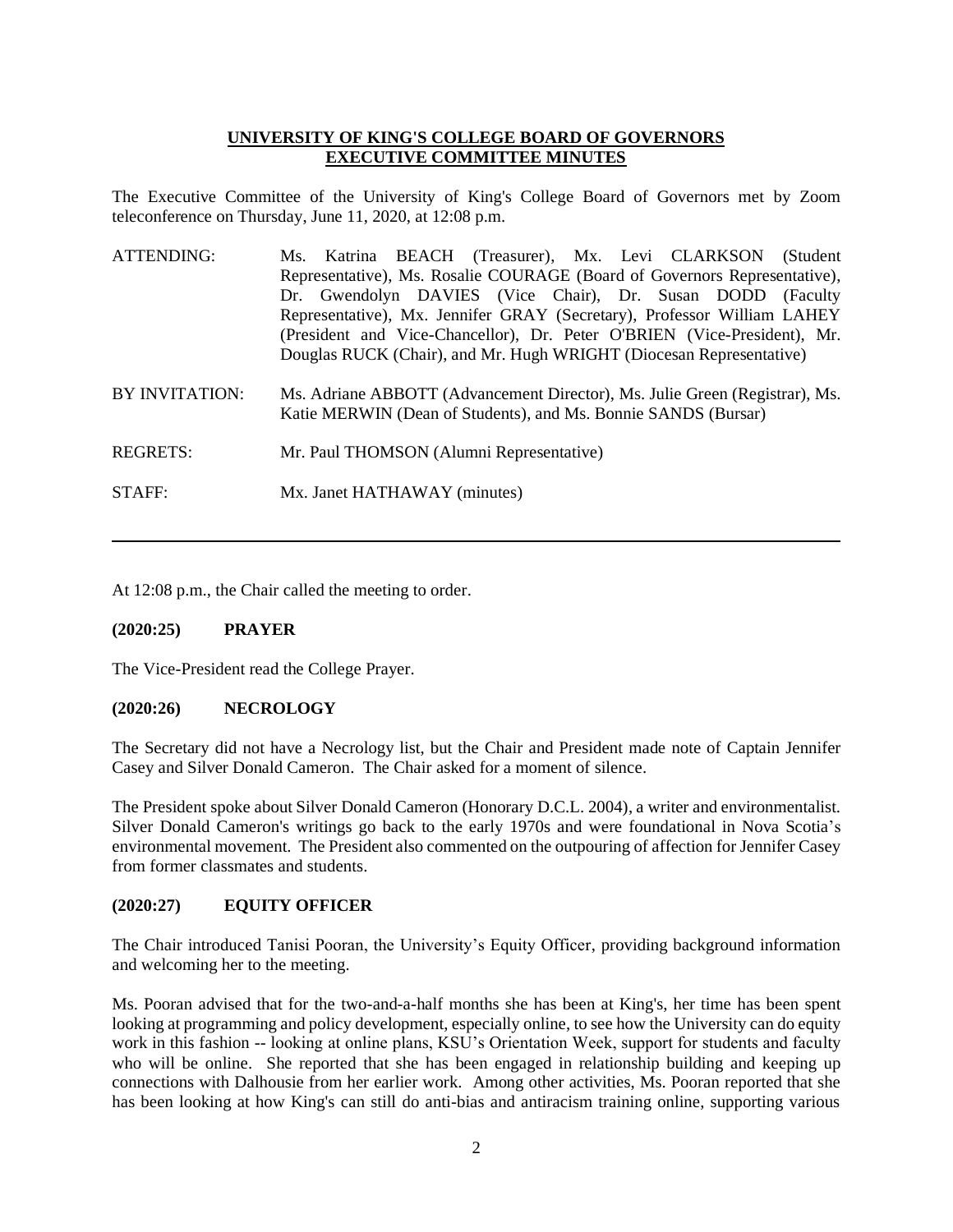**UNIVERSITY OF KING'S COLLEGE BOARD OF GOVERNORS**
**EXECUTIVE COMMITTEE MINUTES**

The Executive Committee of the University of King's College Board of Governors met by Zoom teleconference on Thursday, June 11, 2020, at 12:08 p.m.

ATTENDING: Ms. Katrina BEACH (Treasurer), Mx. Levi CLARKSON (Student Representative), Ms. Rosalie COURAGE (Board of Governors Representative), Dr. Gwendolyn DAVIES (Vice Chair), Dr. Susan DODD (Faculty Representative), Mx. Jennifer GRAY (Secretary), Professor William LAHEY (President and Vice-Chancellor), Dr. Peter O'BRIEN (Vice-President), Mr. Douglas RUCK (Chair), and Mr. Hugh WRIGHT (Diocesan Representative)

BY INVITATION: Ms. Adriane ABBOTT (Advancement Director), Ms. Julie Green (Registrar), Ms. Katie MERWIN (Dean of Students), and Ms. Bonnie SANDS (Bursar)

REGRETS: Mr. Paul THOMSON (Alumni Representative)

STAFF: Mx. Janet HATHAWAY (minutes)

---

At 12:08 p.m., the Chair called the meeting to order.

**(2020:25) PRAYER**

The Vice-President read the College Prayer.

**(2020:26) NECROLOGY**

The Secretary did not have a Necrology list, but the Chair and President made note of Captain Jennifer Casey and Silver Donald Cameron. The Chair asked for a moment of silence.

The President spoke about Silver Donald Cameron (Honorary D.C.L. 2004), a writer and environmentalist. Silver Donald Cameron's writings go back to the early 1970s and were foundational in Nova Scotia's environmental movement. The President also commented on the outpouring of affection for Jennifer Casey from former classmates and students.

**(2020:27) EQUITY OFFICER**

The Chair introduced Tanisi Pooran, the University's Equity Officer, providing background information and welcoming her to the meeting.

Ms. Pooran advised that for the two-and-a-half months she has been at King's, her time has been spent looking at programming and policy development, especially online, to see how the University can do equity work in this fashion -- looking at online plans, KSU's Orientation Week, support for students and faculty who will be online. She reported that she has been engaged in relationship building and keeping up connections with Dalhousie from her earlier work. Among other activities, Ms. Pooran reported that she has been looking at how King's can still do anti-bias and antiracism training online, supporting various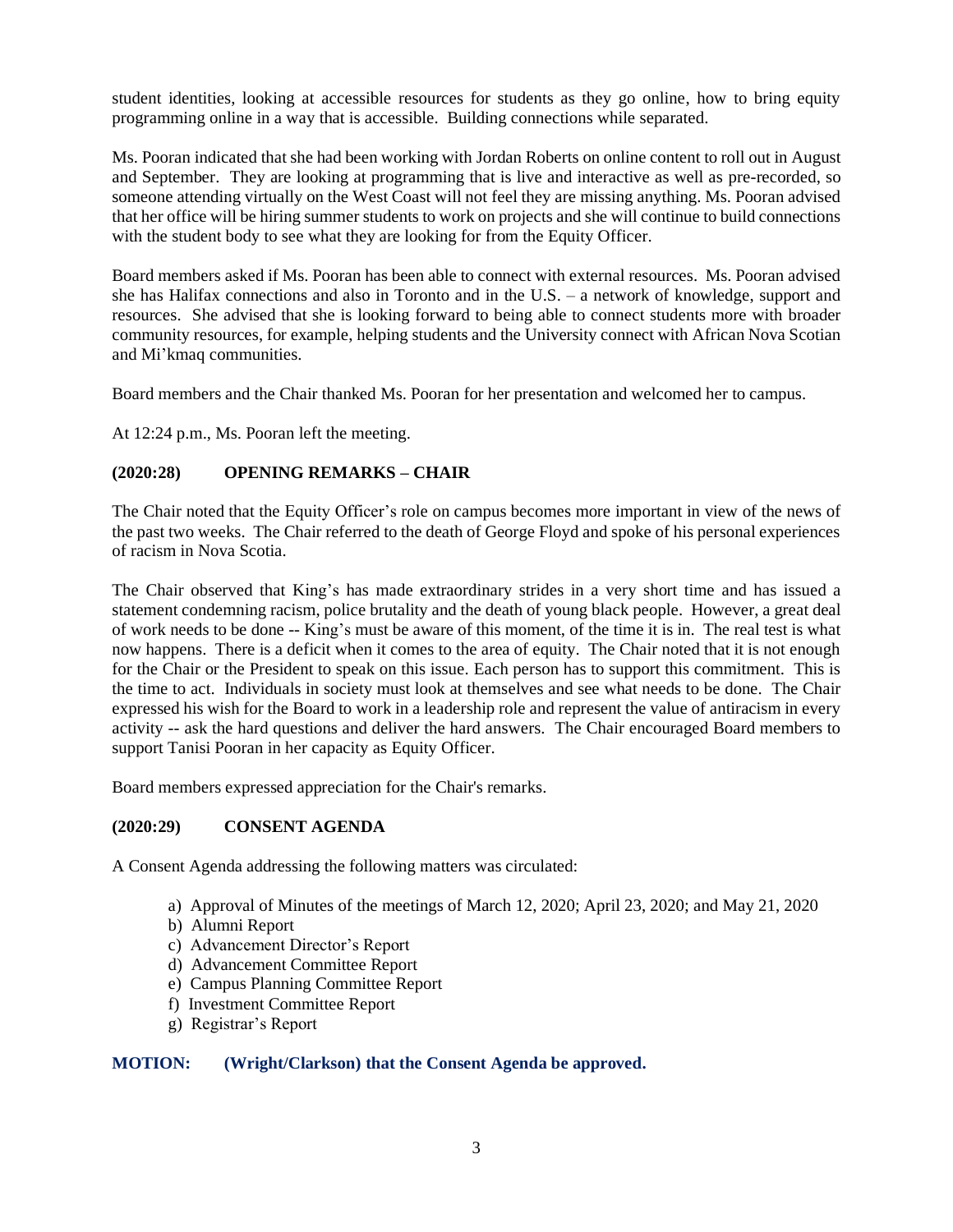student identities, looking at accessible resources for students as they go online, how to bring equity programming online in a way that is accessible. Building connections while separated.

Ms. Pooran indicated that she had been working with Jordan Roberts on online content to roll out in August and September. They are looking at programming that is live and interactive as well as pre-recorded, so someone attending virtually on the West Coast will not feel they are missing anything. Ms. Pooran advised that her office will be hiring summer students to work on projects and she will continue to build connections with the student body to see what they are looking for from the Equity Officer.

Board members asked if Ms. Pooran has been able to connect with external resources. Ms. Pooran advised she has Halifax connections and also in Toronto and in the U.S. – a network of knowledge, support and resources. She advised that she is looking forward to being able to connect students more with broader community resources, for example, helping students and the University connect with African Nova Scotian and Mi'kmaq communities.

Board members and the Chair thanked Ms. Pooran for her presentation and welcomed her to campus.

At 12:24 p.m., Ms. Pooran left the meeting.

**(2020:28) OPENING REMARKS – CHAIR**

The Chair noted that the Equity Officer's role on campus becomes more important in view of the news of the past two weeks. The Chair referred to the death of George Floyd and spoke of his personal experiences of racism in Nova Scotia.

The Chair observed that King's has made extraordinary strides in a very short time and has issued a statement condemning racism, police brutality and the death of young black people. However, a great deal of work needs to be done -- King's must be aware of this moment, of the time it is in. The real test is what now happens. There is a deficit when it comes to the area of equity. The Chair noted that it is not enough for the Chair or the President to speak on this issue. Each person has to support this commitment. This is the time to act. Individuals in society must look at themselves and see what needs to be done. The Chair expressed his wish for the Board to work in a leadership role and represent the value of antiracism in every activity -- ask the hard questions and deliver the hard answers. The Chair encouraged Board members to support Tanisi Pooran in her capacity as Equity Officer.

Board members expressed appreciation for the Chair's remarks.

**(2020:29) CONSENT AGENDA**

A Consent Agenda addressing the following matters was circulated:

a) Approval of Minutes of the meetings of March 12, 2020; April 23, 2020; and May 21, 2020
b) Alumni Report
c) Advancement Director's Report
d) Advancement Committee Report
e) Campus Planning Committee Report
f) Investment Committee Report
g) Registrar's Report

**MOTION: (Wright/Clarkson) that the Consent Agenda be approved.**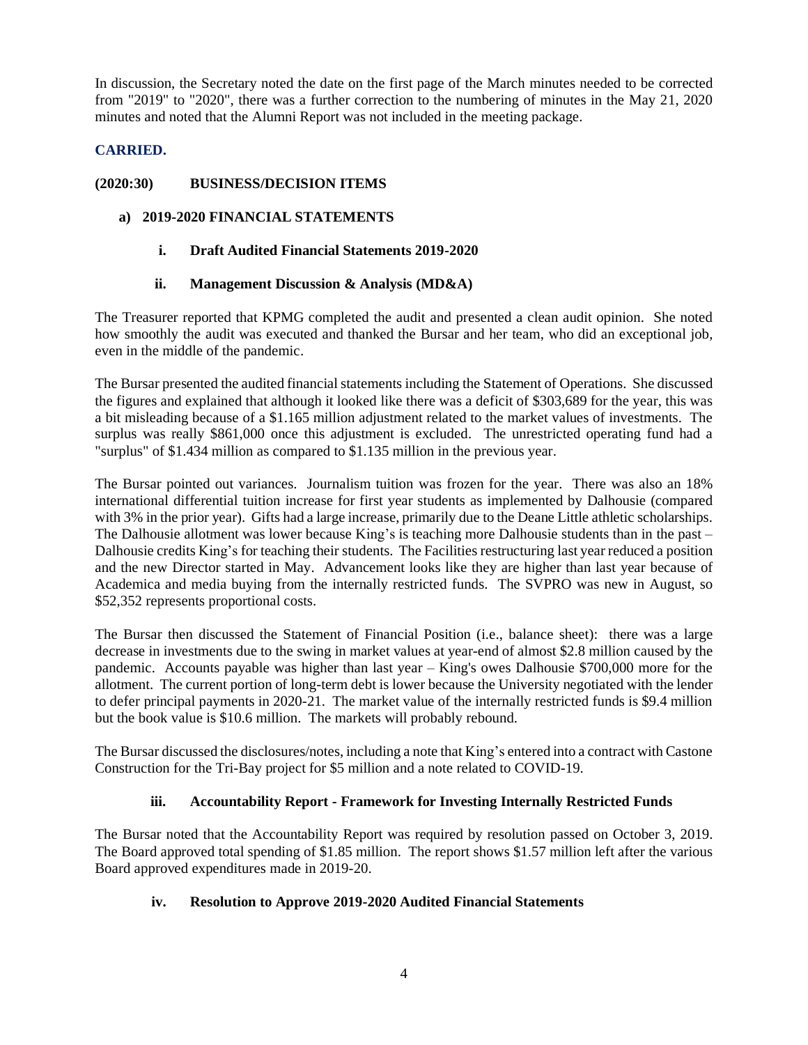In discussion, the Secretary noted the date on the first page of the March minutes needed to be corrected from "2019" to "2020", there was a further correction to the numbering of minutes in the May 21, 2020 minutes and noted that the Alumni Report was not included in the meeting package.

**CARRIED.**

**(2020:30) BUSINESS/DECISION ITEMS**

**a) 2019-2020 FINANCIAL STATEMENTS**

**i. Draft Audited Financial Statements 2019-2020**

**ii. Management Discussion & Analysis (MD&A)**

The Treasurer reported that KPMG completed the audit and presented a clean audit opinion. She noted how smoothly the audit was executed and thanked the Bursar and her team, who did an exceptional job, even in the middle of the pandemic.

The Bursar presented the audited financial statements including the Statement of Operations. She discussed the figures and explained that although it looked like there was a deficit of $303,689 for the year, this was a bit misleading because of a $1.165 million adjustment related to the market values of investments. The surplus was really $861,000 once this adjustment is excluded. The unrestricted operating fund had a "surplus" of $1.434 million as compared to $1.135 million in the previous year.

The Bursar pointed out variances. Journalism tuition was frozen for the year. There was also an 18% international differential tuition increase for first year students as implemented by Dalhousie (compared with 3% in the prior year). Gifts had a large increase, primarily due to the Deane Little athletic scholarships. The Dalhousie allotment was lower because King's is teaching more Dalhousie students than in the past – Dalhousie credits King's for teaching their students. The Facilities restructuring last year reduced a position and the new Director started in May. Advancement looks like they are higher than last year because of Academica and media buying from the internally restricted funds. The SVPRO was new in August, so $52,352 represents proportional costs.

The Bursar then discussed the Statement of Financial Position (i.e., balance sheet): there was a large decrease in investments due to the swing in market values at year-end of almost $2.8 million caused by the pandemic. Accounts payable was higher than last year – King's owes Dalhousie $700,000 more for the allotment. The current portion of long-term debt is lower because the University negotiated with the lender to defer principal payments in 2020-21. The market value of the internally restricted funds is $9.4 million but the book value is $10.6 million. The markets will probably rebound.

The Bursar discussed the disclosures/notes, including a note that King's entered into a contract with Castone Construction for the Tri-Bay project for $5 million and a note related to COVID-19.

**iii. Accountability Report - Framework for Investing Internally Restricted Funds**

The Bursar noted that the Accountability Report was required by resolution passed on October 3, 2019. The Board approved total spending of $1.85 million. The report shows $1.57 million left after the various Board approved expenditures made in 2019-20.

**iv. Resolution to Approve 2019-2020 Audited Financial Statements**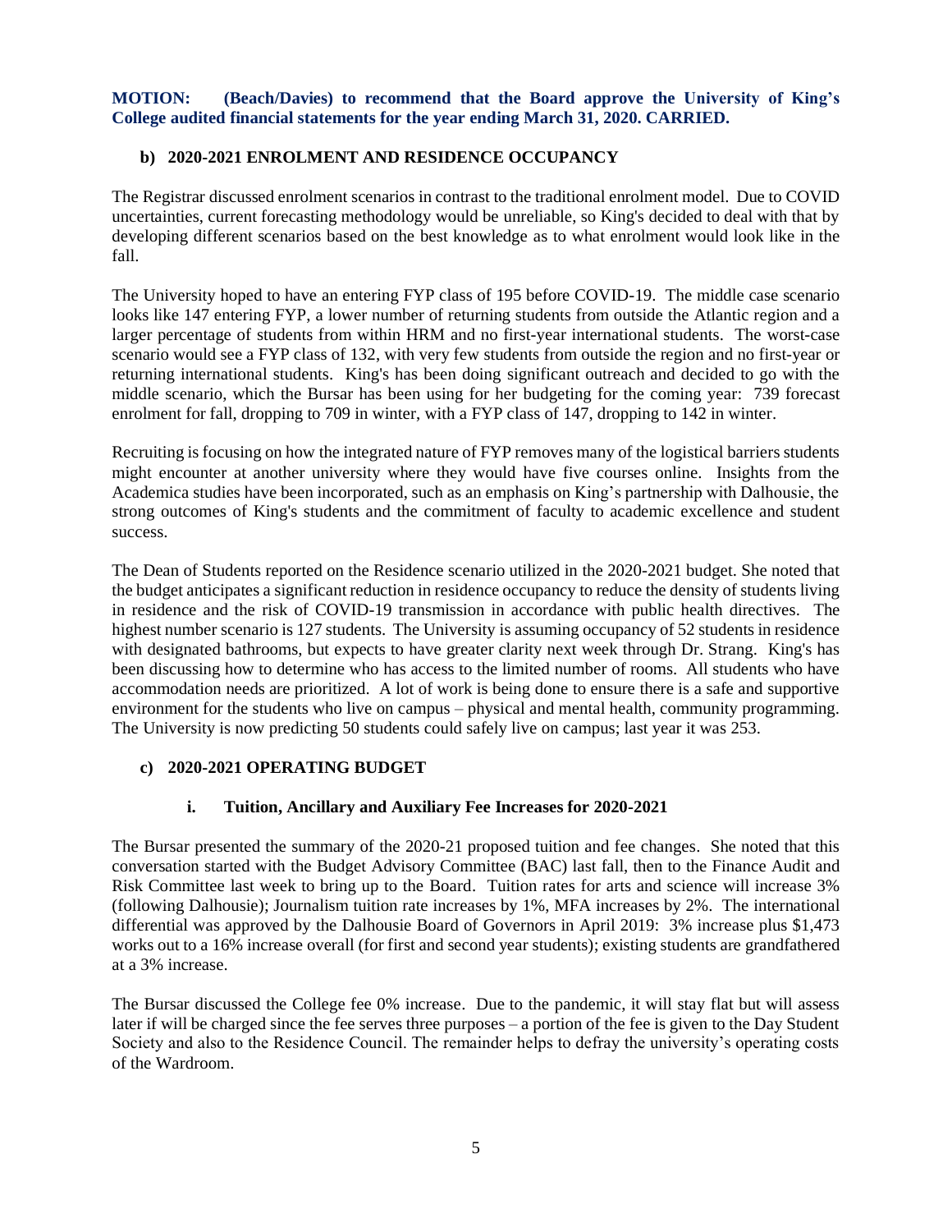**MOTION: (Beach/Davies) to recommend that the Board approve the University of King's College audited financial statements for the year ending March 31, 2020. CARRIED.**

### b) 2020-2021 ENROLMENT AND RESIDENCE OCCUPANCY

The Registrar discussed enrolment scenarios in contrast to the traditional enrolment model. Due to COVID uncertainties, current forecasting methodology would be unreliable, so King's decided to deal with that by developing different scenarios based on the best knowledge as to what enrolment would look like in the fall.

The University hoped to have an entering FYP class of 195 before COVID-19. The middle case scenario looks like 147 entering FYP, a lower number of returning students from outside the Atlantic region and a larger percentage of students from within HRM and no first-year international students. The worst-case scenario would see a FYP class of 132, with very few students from outside the region and no first-year or returning international students. King's has been doing significant outreach and decided to go with the middle scenario, which the Bursar has been using for her budgeting for the coming year: 739 forecast enrolment for fall, dropping to 709 in winter, with a FYP class of 147, dropping to 142 in winter.

Recruiting is focusing on how the integrated nature of FYP removes many of the logistical barriers students might encounter at another university where they would have five courses online. Insights from the Academica studies have been incorporated, such as an emphasis on King's partnership with Dalhousie, the strong outcomes of King's students and the commitment of faculty to academic excellence and student success.

The Dean of Students reported on the Residence scenario utilized in the 2020-2021 budget. She noted that the budget anticipates a significant reduction in residence occupancy to reduce the density of students living in residence and the risk of COVID-19 transmission in accordance with public health directives. The highest number scenario is 127 students. The University is assuming occupancy of 52 students in residence with designated bathrooms, but expects to have greater clarity next week through Dr. Strang. King's has been discussing how to determine who has access to the limited number of rooms. All students who have accommodation needs are prioritized. A lot of work is being done to ensure there is a safe and supportive environment for the students who live on campus – physical and mental health, community programming. The University is now predicting 50 students could safely live on campus; last year it was 253.

### c) 2020-2021 OPERATING BUDGET

#### i. Tuition, Ancillary and Auxiliary Fee Increases for 2020-2021

The Bursar presented the summary of the 2020-21 proposed tuition and fee changes. She noted that this conversation started with the Budget Advisory Committee (BAC) last fall, then to the Finance Audit and Risk Committee last week to bring up to the Board. Tuition rates for arts and science will increase 3% (following Dalhousie); Journalism tuition rate increases by 1%, MFA increases by 2%. The international differential was approved by the Dalhousie Board of Governors in April 2019: 3% increase plus $1,473 works out to a 16% increase overall (for first and second year students); existing students are grandfathered at a 3% increase.

The Bursar discussed the College fee 0% increase. Due to the pandemic, it will stay flat but will assess later if will be charged since the fee serves three purposes – a portion of the fee is given to the Day Student Society and also to the Residence Council. The remainder helps to defray the university's operating costs of the Wardroom.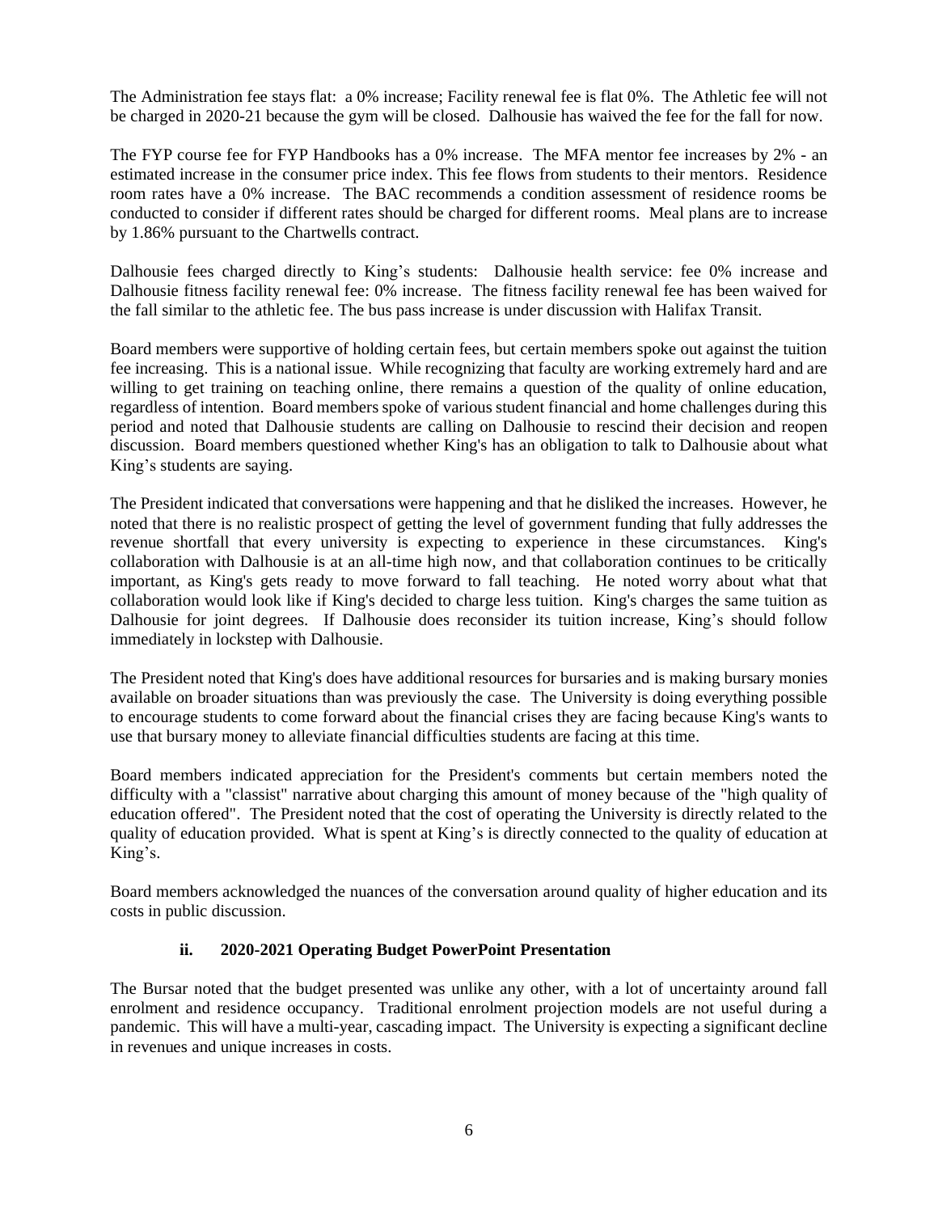The Administration fee stays flat: a 0% increase; Facility renewal fee is flat 0%. The Athletic fee will not be charged in 2020-21 because the gym will be closed. Dalhousie has waived the fee for the fall for now.

The FYP course fee for FYP Handbooks has a 0% increase. The MFA mentor fee increases by 2% - an estimated increase in the consumer price index. This fee flows from students to their mentors. Residence room rates have a 0% increase. The BAC recommends a condition assessment of residence rooms be conducted to consider if different rates should be charged for different rooms. Meal plans are to increase by 1.86% pursuant to the Chartwells contract.

Dalhousie fees charged directly to King's students: Dalhousie health service: fee 0% increase and Dalhousie fitness facility renewal fee: 0% increase. The fitness facility renewal fee has been waived for the fall similar to the athletic fee. The bus pass increase is under discussion with Halifax Transit.

Board members were supportive of holding certain fees, but certain members spoke out against the tuition fee increasing. This is a national issue. While recognizing that faculty are working extremely hard and are willing to get training on teaching online, there remains a question of the quality of online education, regardless of intention. Board members spoke of various student financial and home challenges during this period and noted that Dalhousie students are calling on Dalhousie to rescind their decision and reopen discussion. Board members questioned whether King's has an obligation to talk to Dalhousie about what King's students are saying.

The President indicated that conversations were happening and that he disliked the increases. However, he noted that there is no realistic prospect of getting the level of government funding that fully addresses the revenue shortfall that every university is expecting to experience in these circumstances. King's collaboration with Dalhousie is at an all-time high now, and that collaboration continues to be critically important, as King's gets ready to move forward to fall teaching. He noted worry about what that collaboration would look like if King's decided to charge less tuition. King's charges the same tuition as Dalhousie for joint degrees. If Dalhousie does reconsider its tuition increase, King's should follow immediately in lockstep with Dalhousie.

The President noted that King's does have additional resources for bursaries and is making bursary monies available on broader situations than was previously the case. The University is doing everything possible to encourage students to come forward about the financial crises they are facing because King's wants to use that bursary money to alleviate financial difficulties students are facing at this time.

Board members indicated appreciation for the President's comments but certain members noted the difficulty with a "classist" narrative about charging this amount of money because of the "high quality of education offered". The President noted that the cost of operating the University is directly related to the quality of education provided. What is spent at King's is directly connected to the quality of education at King's.

Board members acknowledged the nuances of the conversation around quality of higher education and its costs in public discussion.

**ii. 2020-2021 Operating Budget PowerPoint Presentation**

The Bursar noted that the budget presented was unlike any other, with a lot of uncertainty around fall enrolment and residence occupancy. Traditional enrolment projection models are not useful during a pandemic. This will have a multi-year, cascading impact. The University is expecting a significant decline in revenues and unique increases in costs.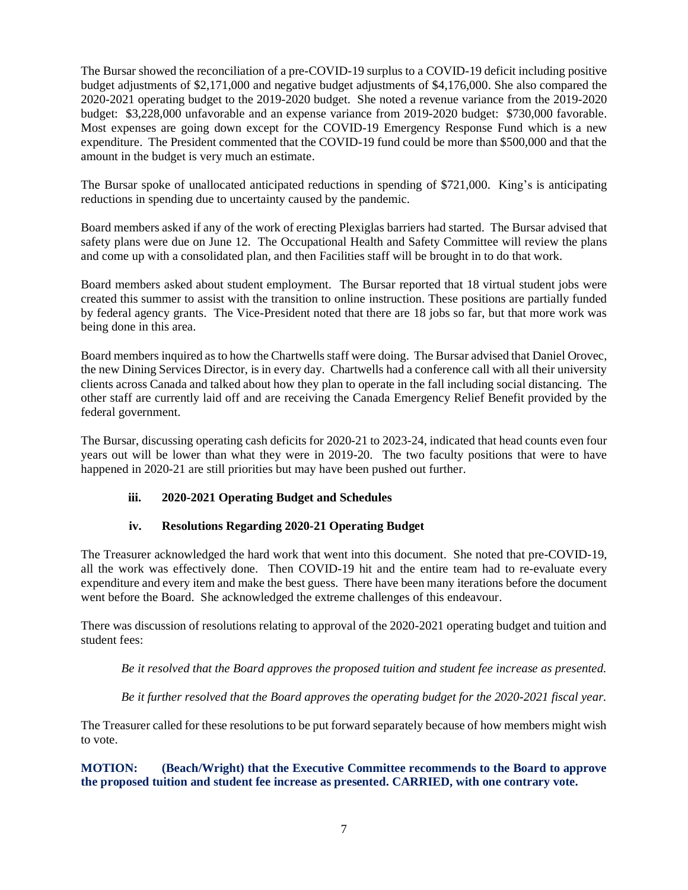The Bursar showed the reconciliation of a pre-COVID-19 surplus to a COVID-19 deficit including positive budget adjustments of $2,171,000 and negative budget adjustments of $4,176,000. She also compared the 2020-2021 operating budget to the 2019-2020 budget. She noted a revenue variance from the 2019-2020 budget: $3,228,000 unfavorable and an expense variance from 2019-2020 budget: $730,000 favorable. Most expenses are going down except for the COVID-19 Emergency Response Fund which is a new expenditure. The President commented that the COVID-19 fund could be more than $500,000 and that the amount in the budget is very much an estimate.

The Bursar spoke of unallocated anticipated reductions in spending of $721,000. King's is anticipating reductions in spending due to uncertainty caused by the pandemic.

Board members asked if any of the work of erecting Plexiglas barriers had started. The Bursar advised that safety plans were due on June 12. The Occupational Health and Safety Committee will review the plans and come up with a consolidated plan, and then Facilities staff will be brought in to do that work.

Board members asked about student employment. The Bursar reported that 18 virtual student jobs were created this summer to assist with the transition to online instruction. These positions are partially funded by federal agency grants. The Vice-President noted that there are 18 jobs so far, but that more work was being done in this area.

Board members inquired as to how the Chartwells staff were doing. The Bursar advised that Daniel Orovec, the new Dining Services Director, is in every day. Chartwells had a conference call with all their university clients across Canada and talked about how they plan to operate in the fall including social distancing. The other staff are currently laid off and are receiving the Canada Emergency Relief Benefit provided by the federal government.

The Bursar, discussing operating cash deficits for 2020-21 to 2023-24, indicated that head counts even four years out will be lower than what they were in 2019-20. The two faculty positions that were to have happened in 2020-21 are still priorities but may have been pushed out further.

**iii. 2020-2021 Operating Budget and Schedules**

**iv. Resolutions Regarding 2020-21 Operating Budget**

The Treasurer acknowledged the hard work that went into this document. She noted that pre-COVID-19, all the work was effectively done. Then COVID-19 hit and the entire team had to re-evaluate every expenditure and every item and make the best guess. There have been many iterations before the document went before the Board. She acknowledged the extreme challenges of this endeavour.

There was discussion of resolutions relating to approval of the 2020-2021 operating budget and tuition and student fees:

*Be it resolved that the Board approves the proposed tuition and student fee increase as presented.*

*Be it further resolved that the Board approves the operating budget for the 2020-2021 fiscal year.*

The Treasurer called for these resolutions to be put forward separately because of how members might wish to vote.

**MOTION: (Beach/Wright) that the Executive Committee recommends to the Board to approve the proposed tuition and student fee increase as presented. CARRIED, with one contrary vote.**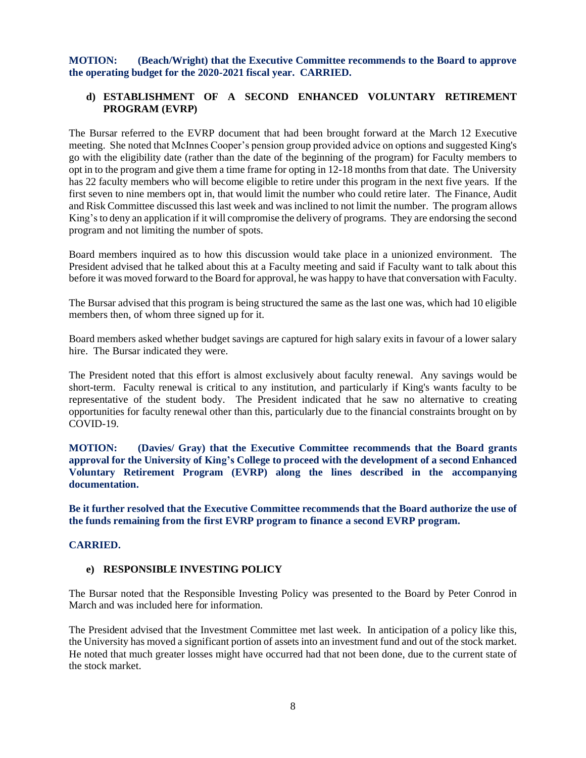**MOTION: (Beach/Wright) that the Executive Committee recommends to the Board to approve the operating budget for the 2020-2021 fiscal year. CARRIED.**

**d) ESTABLISHMENT OF A SECOND ENHANCED VOLUNTARY RETIREMENT PROGRAM (EVRP)**

The Bursar referred to the EVRP document that had been brought forward at the March 12 Executive meeting. She noted that McInnes Cooper's pension group provided advice on options and suggested King's go with the eligibility date (rather than the date of the beginning of the program) for Faculty members to opt in to the program and give them a time frame for opting in 12-18 months from that date. The University has 22 faculty members who will become eligible to retire under this program in the next five years. If the first seven to nine members opt in, that would limit the number who could retire later. The Finance, Audit and Risk Committee discussed this last week and was inclined to not limit the number. The program allows King's to deny an application if it will compromise the delivery of programs. They are endorsing the second program and not limiting the number of spots.

Board members inquired as to how this discussion would take place in a unionized environment. The President advised that he talked about this at a Faculty meeting and said if Faculty want to talk about this before it was moved forward to the Board for approval, he was happy to have that conversation with Faculty.

The Bursar advised that this program is being structured the same as the last one was, which had 10 eligible members then, of whom three signed up for it.

Board members asked whether budget savings are captured for high salary exits in favour of a lower salary hire. The Bursar indicated they were.

The President noted that this effort is almost exclusively about faculty renewal. Any savings would be short-term. Faculty renewal is critical to any institution, and particularly if King's wants faculty to be representative of the student body. The President indicated that he saw no alternative to creating opportunities for faculty renewal other than this, particularly due to the financial constraints brought on by COVID-19.

**MOTION: (Davies/ Gray) that the Executive Committee recommends that the Board grants approval for the University of King's College to proceed with the development of a second Enhanced Voluntary Retirement Program (EVRP) along the lines described in the accompanying documentation.**

**Be it further resolved that the Executive Committee recommends that the Board authorize the use of the funds remaining from the first EVRP program to finance a second EVRP program.**

**CARRIED.**

**e) RESPONSIBLE INVESTING POLICY**

The Bursar noted that the Responsible Investing Policy was presented to the Board by Peter Conrod in March and was included here for information.

The President advised that the Investment Committee met last week. In anticipation of a policy like this, the University has moved a significant portion of assets into an investment fund and out of the stock market. He noted that much greater losses might have occurred had that not been done, due to the current state of the stock market.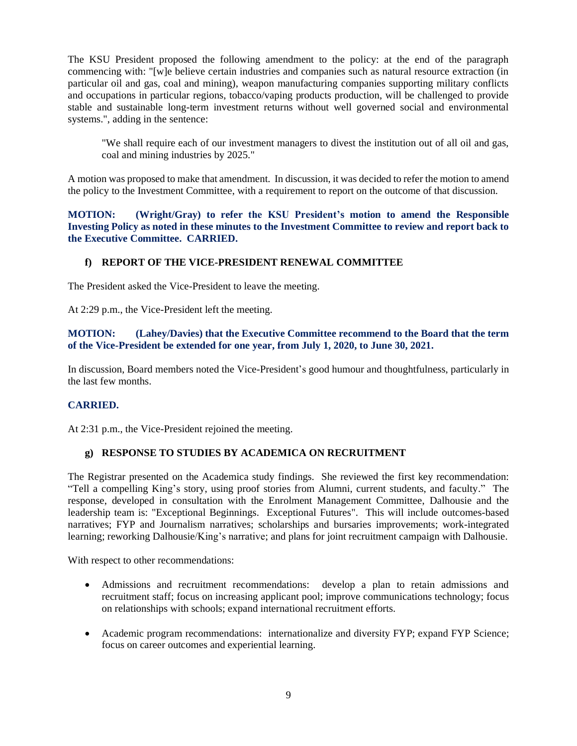The KSU President proposed the following amendment to the policy: at the end of the paragraph commencing with: "[w]e believe certain industries and companies such as natural resource extraction (in particular oil and gas, coal and mining), weapon manufacturing companies supporting military conflicts and occupations in particular regions, tobacco/vaping products production, will be challenged to provide stable and sustainable long-term investment returns without well governed social and environmental systems.", adding in the sentence:

> "We shall require each of our investment managers to divest the institution out of all oil and gas, coal and mining industries by 2025."

A motion was proposed to make that amendment. In discussion, it was decided to refer the motion to amend the policy to the Investment Committee, with a requirement to report on the outcome of that discussion.

**MOTION: (Wright/Gray) to refer the KSU President's motion to amend the Responsible Investing Policy as noted in these minutes to the Investment Committee to review and report back to the Executive Committee. CARRIED.**

### f) REPORT OF THE VICE-PRESIDENT RENEWAL COMMITTEE

The President asked the Vice-President to leave the meeting.

At 2:29 p.m., the Vice-President left the meeting.

**MOTION: (Lahey/Davies) that the Executive Committee recommend to the Board that the term of the Vice-President be extended for one year, from July 1, 2020, to June 30, 2021.**

In discussion, Board members noted the Vice-President's good humour and thoughtfulness, particularly in the last few months.

**CARRIED.**

At 2:31 p.m., the Vice-President rejoined the meeting.

### g) RESPONSE TO STUDIES BY ACADEMICA ON RECRUITMENT

The Registrar presented on the Academica study findings. She reviewed the first key recommendation: "Tell a compelling King's story, using proof stories from Alumni, current students, and faculty." The response, developed in consultation with the Enrolment Management Committee, Dalhousie and the leadership team is: "Exceptional Beginnings. Exceptional Futures". This will include outcomes-based narratives; FYP and Journalism narratives; scholarships and bursaries improvements; work-integrated learning; reworking Dalhousie/King's narrative; and plans for joint recruitment campaign with Dalhousie.

With respect to other recommendations:

- Admissions and recruitment recommendations: develop a plan to retain admissions and recruitment staff; focus on increasing applicant pool; improve communications technology; focus on relationships with schools; expand international recruitment efforts.

- Academic program recommendations: internationalize and diversity FYP; expand FYP Science; focus on career outcomes and experiential learning.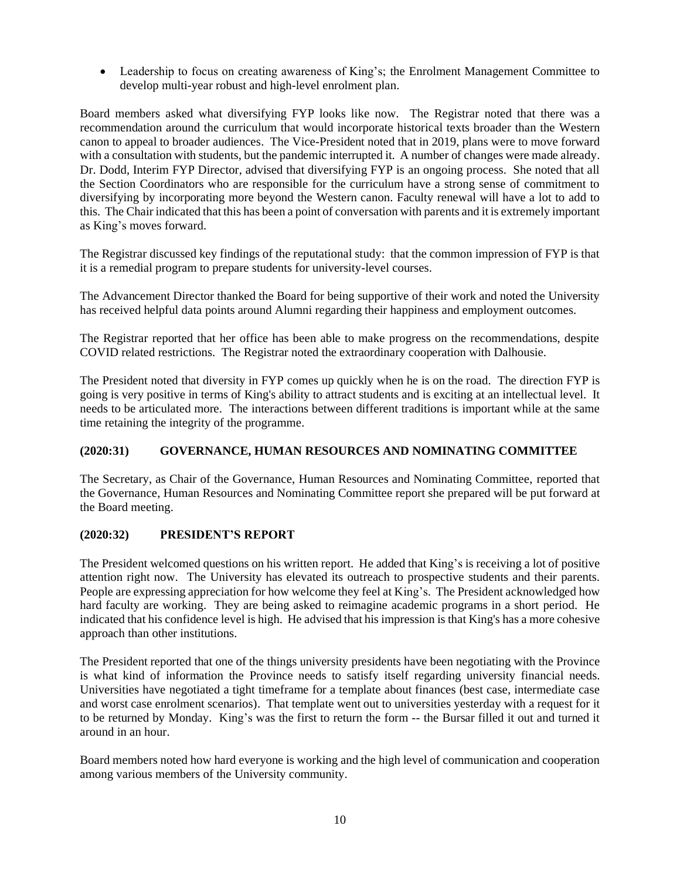- Leadership to focus on creating awareness of King's; the Enrolment Management Committee to develop multi-year robust and high-level enrolment plan.

Board members asked what diversifying FYP looks like now. The Registrar noted that there was a recommendation around the curriculum that would incorporate historical texts broader than the Western canon to appeal to broader audiences. The Vice-President noted that in 2019, plans were to move forward with a consultation with students, but the pandemic interrupted it. A number of changes were made already. Dr. Dodd, Interim FYP Director, advised that diversifying FYP is an ongoing process. She noted that all the Section Coordinators who are responsible for the curriculum have a strong sense of commitment to diversifying by incorporating more beyond the Western canon. Faculty renewal will have a lot to add to this. The Chair indicated that this has been a point of conversation with parents and it is extremely important as King's moves forward.

The Registrar discussed key findings of the reputational study: that the common impression of FYP is that it is a remedial program to prepare students for university-level courses.

The Advancement Director thanked the Board for being supportive of their work and noted the University has received helpful data points around Alumni regarding their happiness and employment outcomes.

The Registrar reported that her office has been able to make progress on the recommendations, despite COVID related restrictions. The Registrar noted the extraordinary cooperation with Dalhousie.

The President noted that diversity in FYP comes up quickly when he is on the road. The direction FYP is going is very positive in terms of King's ability to attract students and is exciting at an intellectual level. It needs to be articulated more. The interactions between different traditions is important while at the same time retaining the integrity of the programme.

### (2020:31) GOVERNANCE, HUMAN RESOURCES AND NOMINATING COMMITTEE

The Secretary, as Chair of the Governance, Human Resources and Nominating Committee, reported that the Governance, Human Resources and Nominating Committee report she prepared will be put forward at the Board meeting.

### (2020:32) PRESIDENT'S REPORT

The President welcomed questions on his written report. He added that King's is receiving a lot of positive attention right now. The University has elevated its outreach to prospective students and their parents. People are expressing appreciation for how welcome they feel at King's. The President acknowledged how hard faculty are working. They are being asked to reimagine academic programs in a short period. He indicated that his confidence level is high. He advised that his impression is that King's has a more cohesive approach than other institutions.

The President reported that one of the things university presidents have been negotiating with the Province is what kind of information the Province needs to satisfy itself regarding university financial needs. Universities have negotiated a tight timeframe for a template about finances (best case, intermediate case and worst case enrolment scenarios). That template went out to universities yesterday with a request for it to be returned by Monday. King's was the first to return the form -- the Bursar filled it out and turned it around in an hour.

Board members noted how hard everyone is working and the high level of communication and cooperation among various members of the University community.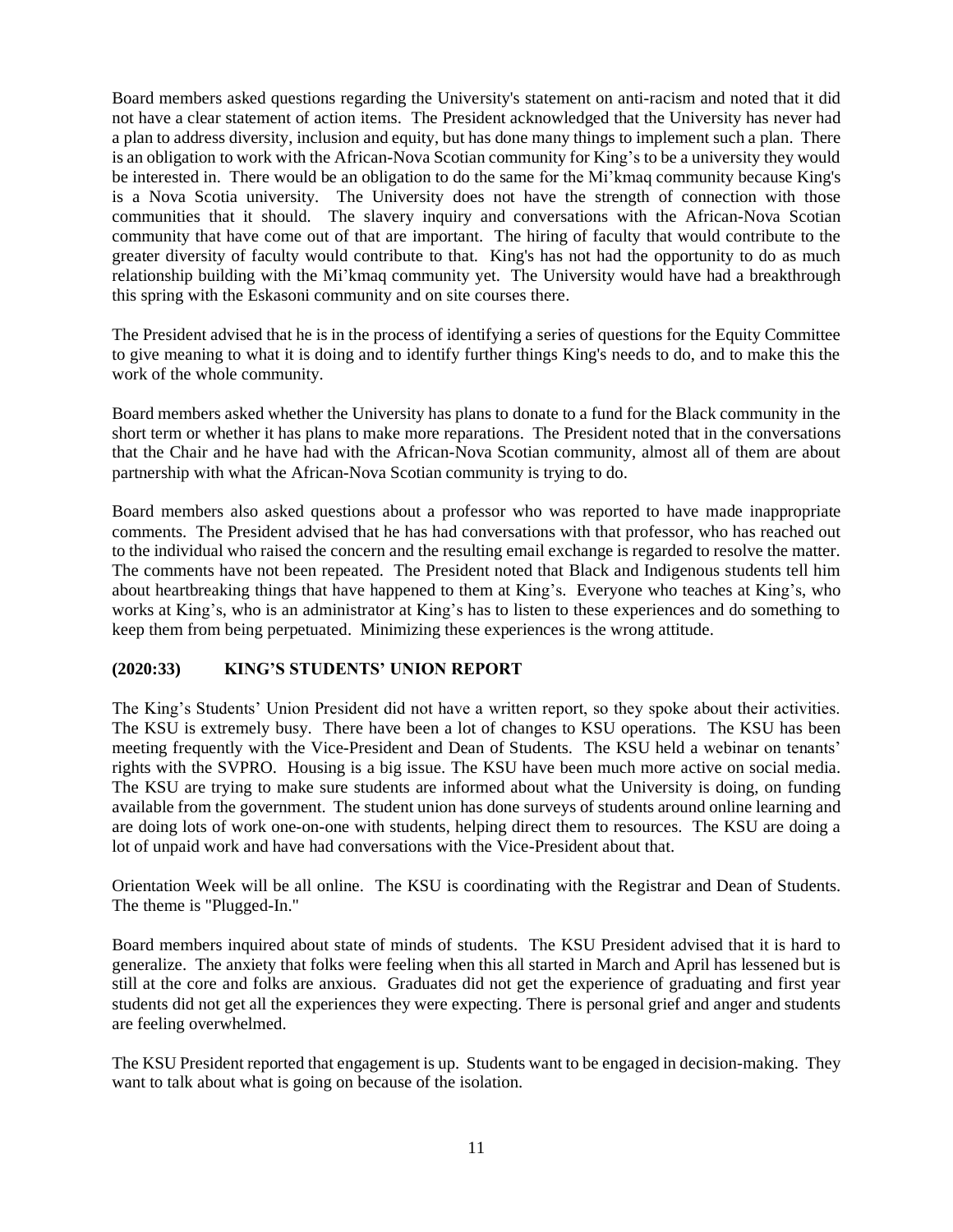Board members asked questions regarding the University's statement on anti-racism and noted that it did not have a clear statement of action items. The President acknowledged that the University has never had a plan to address diversity, inclusion and equity, but has done many things to implement such a plan. There is an obligation to work with the African-Nova Scotian community for King's to be a university they would be interested in. There would be an obligation to do the same for the Mi'kmaq community because King's is a Nova Scotia university. The University does not have the strength of connection with those communities that it should. The slavery inquiry and conversations with the African-Nova Scotian community that have come out of that are important. The hiring of faculty that would contribute to the greater diversity of faculty would contribute to that. King's has not had the opportunity to do as much relationship building with the Mi'kmaq community yet. The University would have had a breakthrough this spring with the Eskasoni community and on site courses there.

The President advised that he is in the process of identifying a series of questions for the Equity Committee to give meaning to what it is doing and to identify further things King's needs to do, and to make this the work of the whole community.

Board members asked whether the University has plans to donate to a fund for the Black community in the short term or whether it has plans to make more reparations. The President noted that in the conversations that the Chair and he have had with the African-Nova Scotian community, almost all of them are about partnership with what the African-Nova Scotian community is trying to do.

Board members also asked questions about a professor who was reported to have made inappropriate comments. The President advised that he has had conversations with that professor, who has reached out to the individual who raised the concern and the resulting email exchange is regarded to resolve the matter. The comments have not been repeated. The President noted that Black and Indigenous students tell him about heartbreaking things that have happened to them at King's. Everyone who teaches at King's, who works at King's, who is an administrator at King's has to listen to these experiences and do something to keep them from being perpetuated. Minimizing these experiences is the wrong attitude.

### (2020:33) KING'S STUDENTS' UNION REPORT

The King's Students' Union President did not have a written report, so they spoke about their activities. The KSU is extremely busy. There have been a lot of changes to KSU operations. The KSU has been meeting frequently with the Vice-President and Dean of Students. The KSU held a webinar on tenants' rights with the SVPRO. Housing is a big issue. The KSU have been much more active on social media. The KSU are trying to make sure students are informed about what the University is doing, on funding available from the government. The student union has done surveys of students around online learning and are doing lots of work one-on-one with students, helping direct them to resources. The KSU are doing a lot of unpaid work and have had conversations with the Vice-President about that.

Orientation Week will be all online. The KSU is coordinating with the Registrar and Dean of Students. The theme is "Plugged-In."

Board members inquired about state of minds of students. The KSU President advised that it is hard to generalize. The anxiety that folks were feeling when this all started in March and April has lessened but is still at the core and folks are anxious. Graduates did not get the experience of graduating and first year students did not get all the experiences they were expecting. There is personal grief and anger and students are feeling overwhelmed.

The KSU President reported that engagement is up. Students want to be engaged in decision-making. They want to talk about what is going on because of the isolation.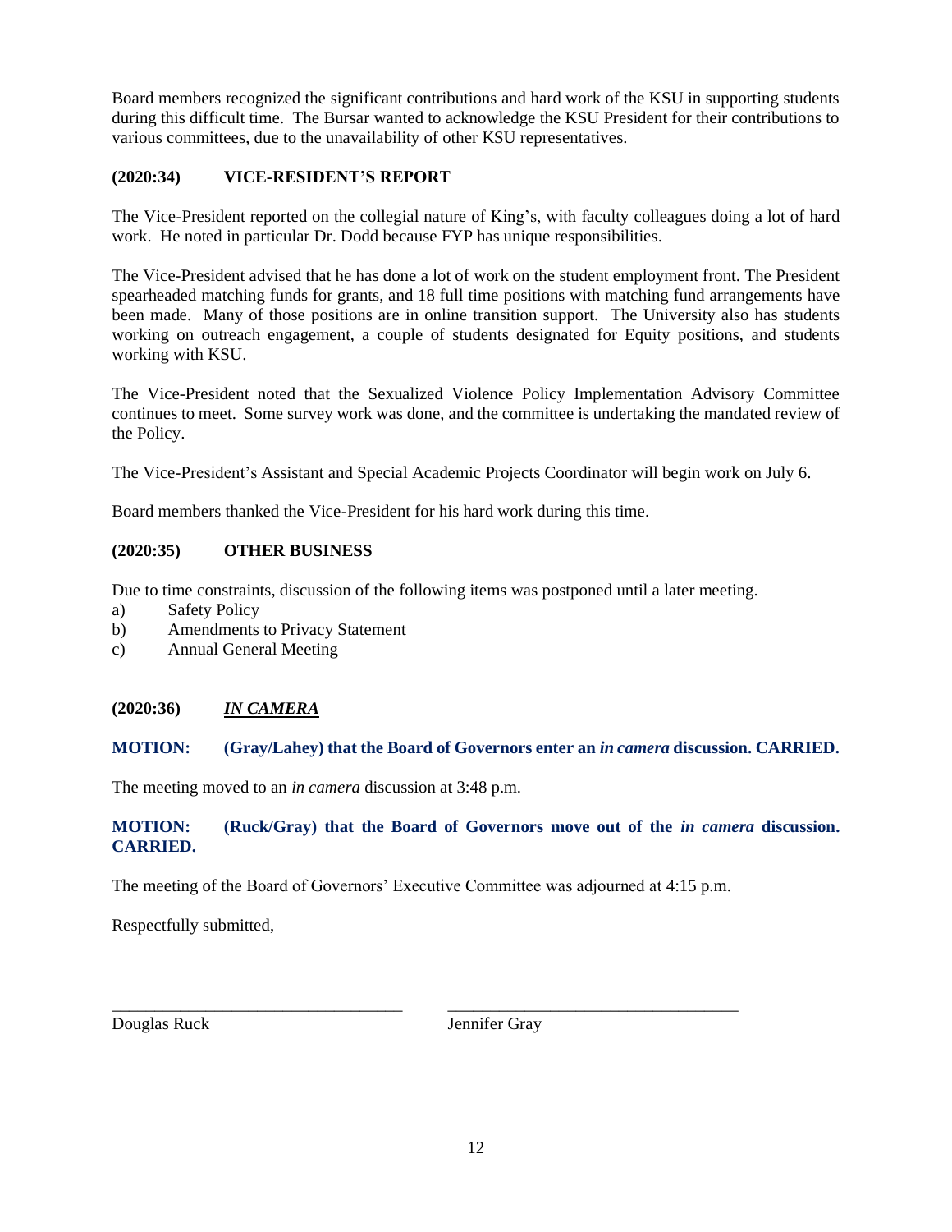Board members recognized the significant contributions and hard work of the KSU in supporting students during this difficult time. The Bursar wanted to acknowledge the KSU President for their contributions to various committees, due to the unavailability of other KSU representatives.

**(2020:34) VICE-RESIDENT'S REPORT**

The Vice-President reported on the collegial nature of King's, with faculty colleagues doing a lot of hard work. He noted in particular Dr. Dodd because FYP has unique responsibilities.

The Vice-President advised that he has done a lot of work on the student employment front. The President spearheaded matching funds for grants, and 18 full time positions with matching fund arrangements have been made. Many of those positions are in online transition support. The University also has students working on outreach engagement, a couple of students designated for Equity positions, and students working with KSU.

The Vice-President noted that the Sexualized Violence Policy Implementation Advisory Committee continues to meet. Some survey work was done, and the committee is undertaking the mandated review of the Policy.

The Vice-President's Assistant and Special Academic Projects Coordinator will begin work on July 6.

Board members thanked the Vice-President for his hard work during this time.

**(2020:35) OTHER BUSINESS**

Due to time constraints, discussion of the following items was postponed until a later meeting.

a) Safety Policy
b) Amendments to Privacy Statement
c) Annual General Meeting

**(2020:36) *IN CAMERA***

**MOTION: (Gray/Lahey) that the Board of Governors enter an *in camera* discussion. CARRIED.**

The meeting moved to an *in camera* discussion at 3:48 p.m.

**MOTION: (Ruck/Gray) that the Board of Governors move out of the *in camera* discussion. CARRIED.**

The meeting of the Board of Governors' Executive Committee was adjourned at 4:15 p.m.

Respectfully submitted,

\_\_\_\_\_\_\_\_\_\_\_\_\_\_\_\_\_\_\_\_\_\_\_\_\_\_\_\_\_\_\_\_\_\_ \_\_\_\_\_\_\_\_\_\_\_\_\_\_\_\_\_\_\_\_\_\_\_\_\_\_\_\_\_\_\_\_\_\_

Douglas Ruck Jennifer Gray